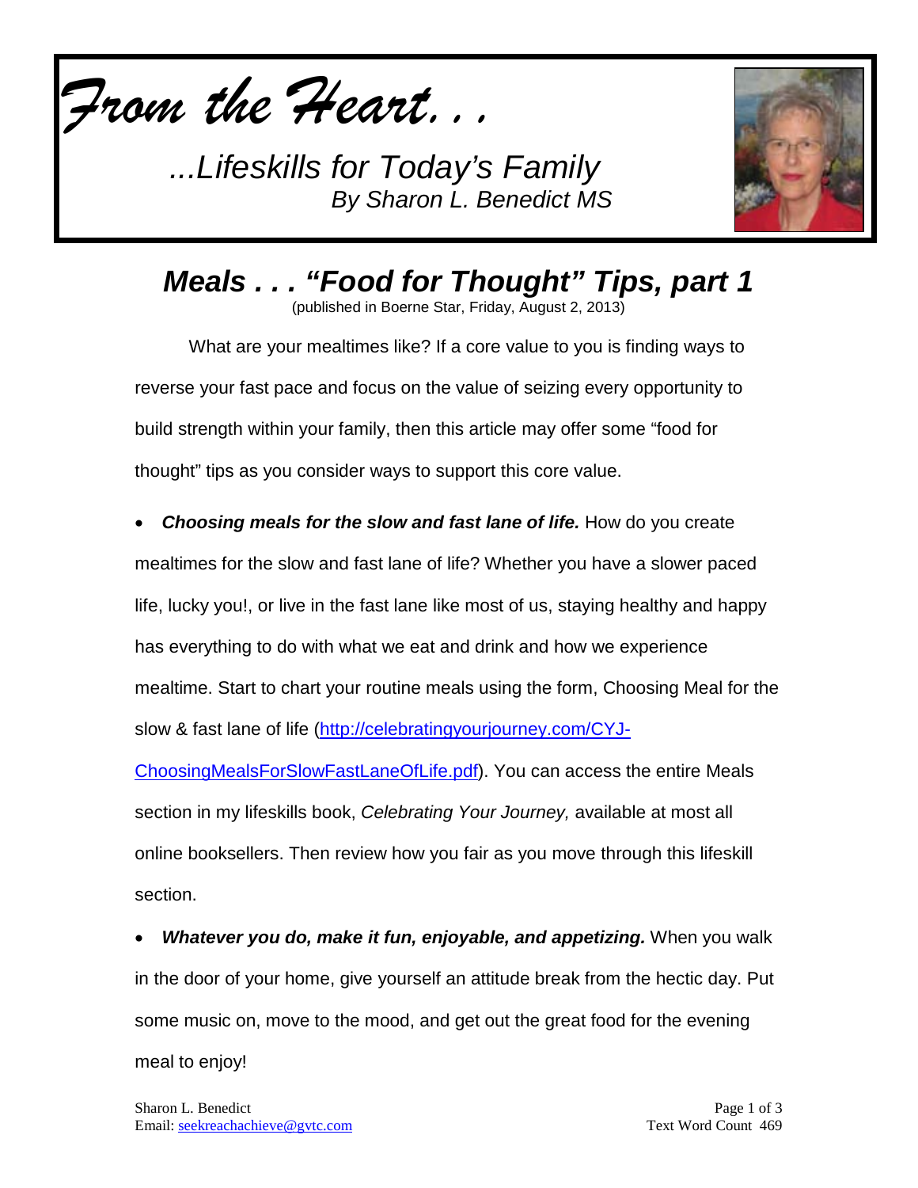*From the Heart…*

*...Lifeskills for Today's Family*
*By Sharon L. Benedict MS*

# *Meals . . . "Food for Thought" Tips, part 1*

(published in Boerne Star, Friday, August 2, 2013)

What are your mealtimes like? If a core value to you is finding ways to reverse your fast pace and focus on the value of seizing every opportunity to build strength within your family, then this article may offer some "food for thought" tips as you consider ways to support this core value.

- ***Choosing meals for the slow and fast lane of life.*** How do you create mealtimes for the slow and fast lane of life? Whether you have a slower paced life, lucky you!, or live in the fast lane like most of us, staying healthy and happy has everything to do with what we eat and drink and how we experience mealtime. Start to chart your routine meals using the form, Choosing Meal for the slow & fast lane of life (http://celebratingyourjourney.com/CYJ-ChoosingMealsForSlowFastLaneOfLife.pdf). You can access the entire Meals section in my lifeskills book, *Celebrating Your Journey,* available at most all online booksellers. Then review how you fair as you move through this lifeskill section.

- ***Whatever you do, make it fun, enjoyable, and appetizing.*** When you walk in the door of your home, give yourself an attitude break from the hectic day. Put some music on, move to the mood, and get out the great food for the evening meal to enjoy!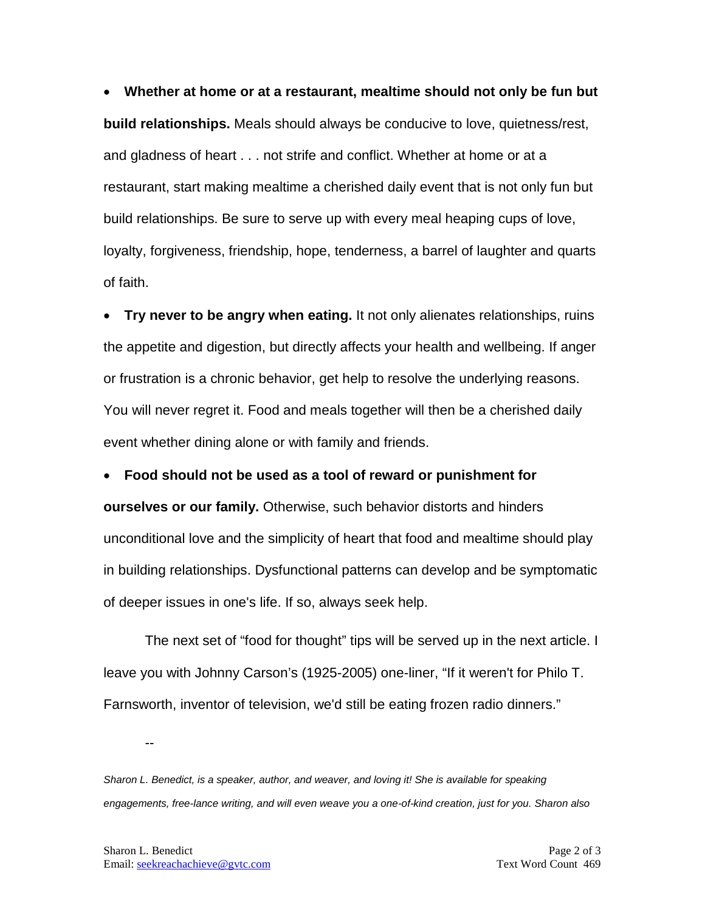- **Whether at home or at a restaurant, mealtime should not only be fun but build relationships.** Meals should always be conducive to love, quietness/rest, and gladness of heart . . . not strife and conflict. Whether at home or at a restaurant, start making mealtime a cherished daily event that is not only fun but build relationships. Be sure to serve up with every meal heaping cups of love, loyalty, forgiveness, friendship, hope, tenderness, a barrel of laughter and quarts of faith.

- **Try never to be angry when eating.** It not only alienates relationships, ruins the appetite and digestion, but directly affects your health and wellbeing. If anger or frustration is a chronic behavior, get help to resolve the underlying reasons. You will never regret it. Food and meals together will then be a cherished daily event whether dining alone or with family and friends.

- **Food should not be used as a tool of reward or punishment for ourselves or our family.** Otherwise, such behavior distorts and hinders unconditional love and the simplicity of heart that food and mealtime should play in building relationships. Dysfunctional patterns can develop and be symptomatic of deeper issues in one's life. If so, always seek help.

The next set of "food for thought" tips will be served up in the next article. I leave you with Johnny Carson's (1925-2005) one-liner, "If it weren't for Philo T. Farnsworth, inventor of television, we'd still be eating frozen radio dinners."

--

*Sharon L. Benedict, is a speaker, author, and weaver, and loving it! She is available for speaking engagements, free-lance writing, and will even weave you a one-of-kind creation, just for you. Sharon also*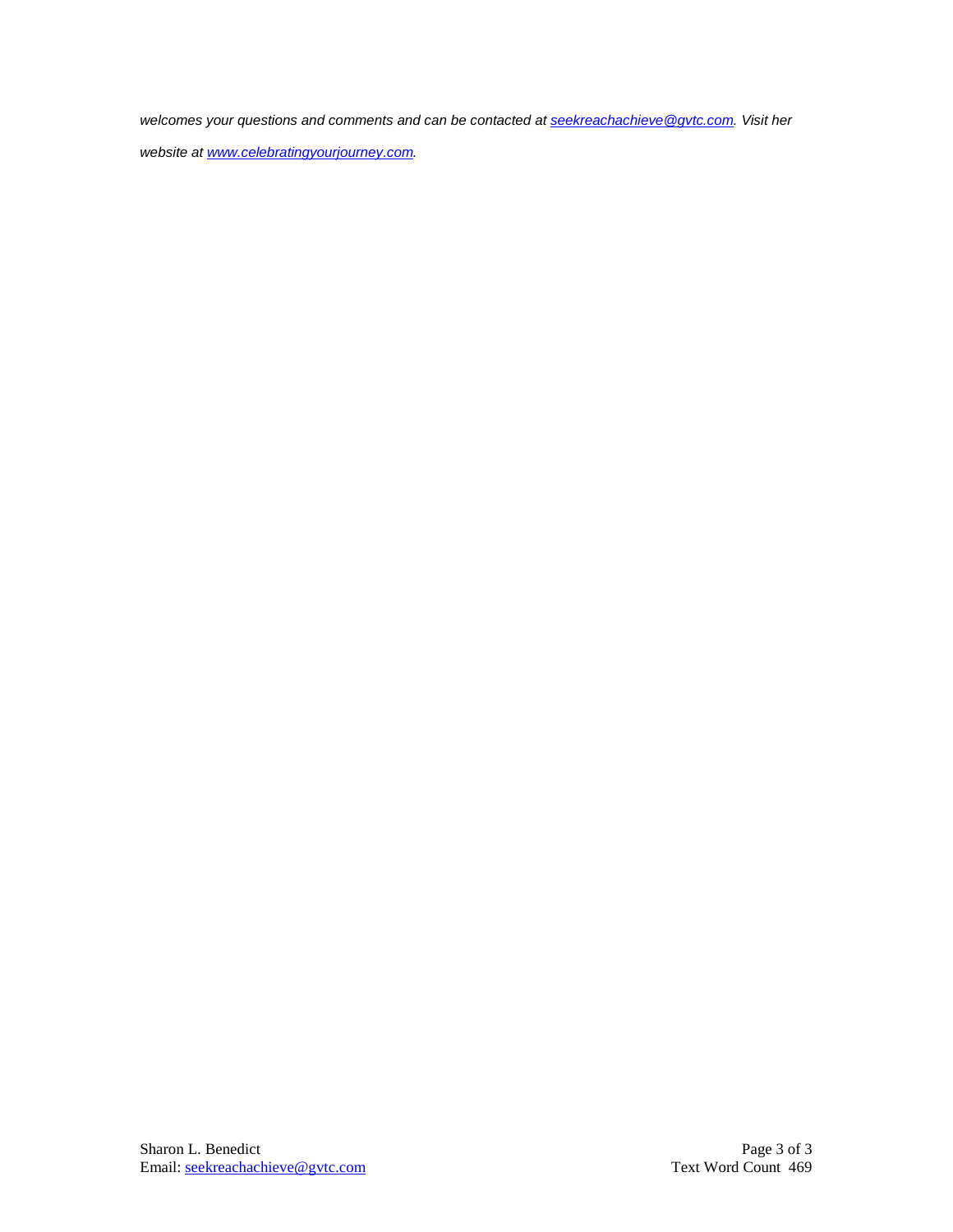*welcomes your questions and comments and can be contacted at [seekreachachieve@gvtc.com](mailto:seekreachachieve@gvtc.com). Visit her website at [www.celebratingyourjourney.com](http://www.celebratingyourjourney.com).*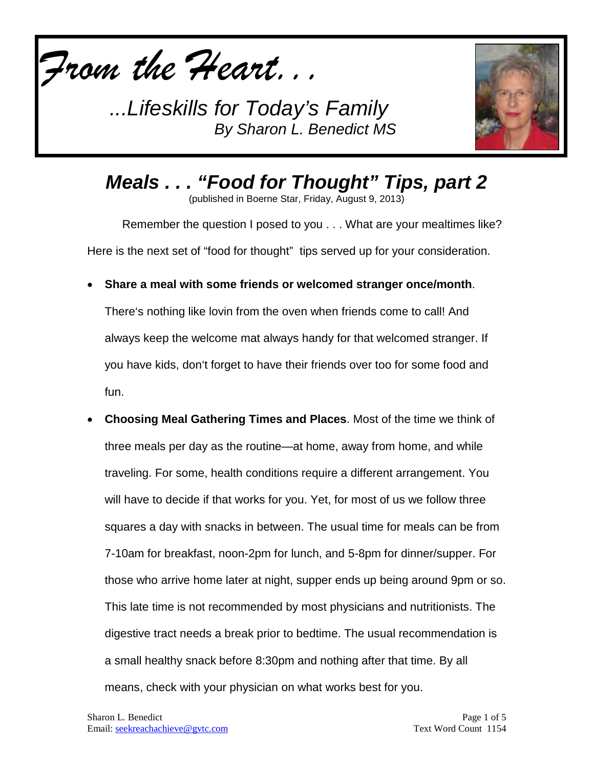*From the Heart. . .*

*...Lifeskills for Today's Family*
*By Sharon L. Benedict MS*

# *Meals . . . "Food for Thought" Tips, part 2*

(published in Boerne Star, Friday, August 9, 2013)

Remember the question I posed to you . . . What are your mealtimes like? Here is the next set of "food for thought" tips served up for your consideration.

- **Share a meal with some friends or welcomed stranger once/month**. There's nothing like lovin from the oven when friends come to call! And always keep the welcome mat always handy for that welcomed stranger. If you have kids, don't forget to have their friends over too for some food and fun.
- **Choosing Meal Gathering Times and Places**. Most of the time we think of three meals per day as the routine—at home, away from home, and while traveling. For some, health conditions require a different arrangement. You will have to decide if that works for you. Yet, for most of us we follow three squares a day with snacks in between. The usual time for meals can be from 7-10am for breakfast, noon-2pm for lunch, and 5-8pm for dinner/supper. For those who arrive home later at night, supper ends up being around 9pm or so. This late time is not recommended by most physicians and nutritionists. The digestive tract needs a break prior to bedtime. The usual recommendation is a small healthy snack before 8:30pm and nothing after that time. By all means, check with your physician on what works best for you.

Sharon L. Benedict
Email: seekreachachieve@gvtc.com

Text Word Count 1154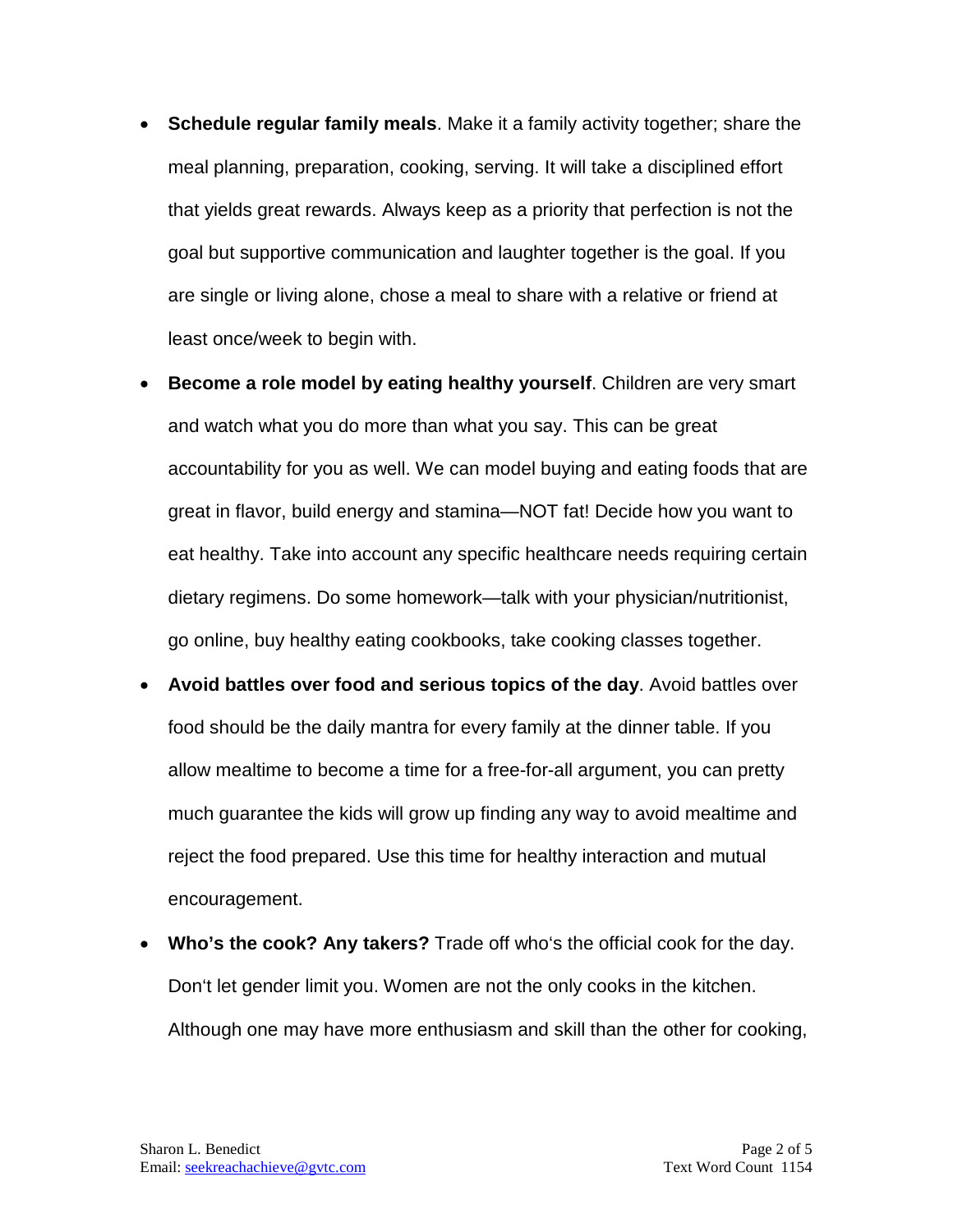- **Schedule regular family meals**. Make it a family activity together; share the meal planning, preparation, cooking, serving. It will take a disciplined effort that yields great rewards. Always keep as a priority that perfection is not the goal but supportive communication and laughter together is the goal. If you are single or living alone, chose a meal to share with a relative or friend at least once/week to begin with.
- **Become a role model by eating healthy yourself**. Children are very smart and watch what you do more than what you say. This can be great accountability for you as well. We can model buying and eating foods that are great in flavor, build energy and stamina—NOT fat! Decide how you want to eat healthy. Take into account any specific healthcare needs requiring certain dietary regimens. Do some homework—talk with your physician/nutritionist, go online, buy healthy eating cookbooks, take cooking classes together.
- **Avoid battles over food and serious topics of the day**. Avoid battles over food should be the daily mantra for every family at the dinner table. If you allow mealtime to become a time for a free-for-all argument, you can pretty much guarantee the kids will grow up finding any way to avoid mealtime and reject the food prepared. Use this time for healthy interaction and mutual encouragement.
- **Who's the cook? Any takers?** Trade off who's the official cook for the day. Don't let gender limit you. Women are not the only cooks in the kitchen. Although one may have more enthusiasm and skill than the other for cooking,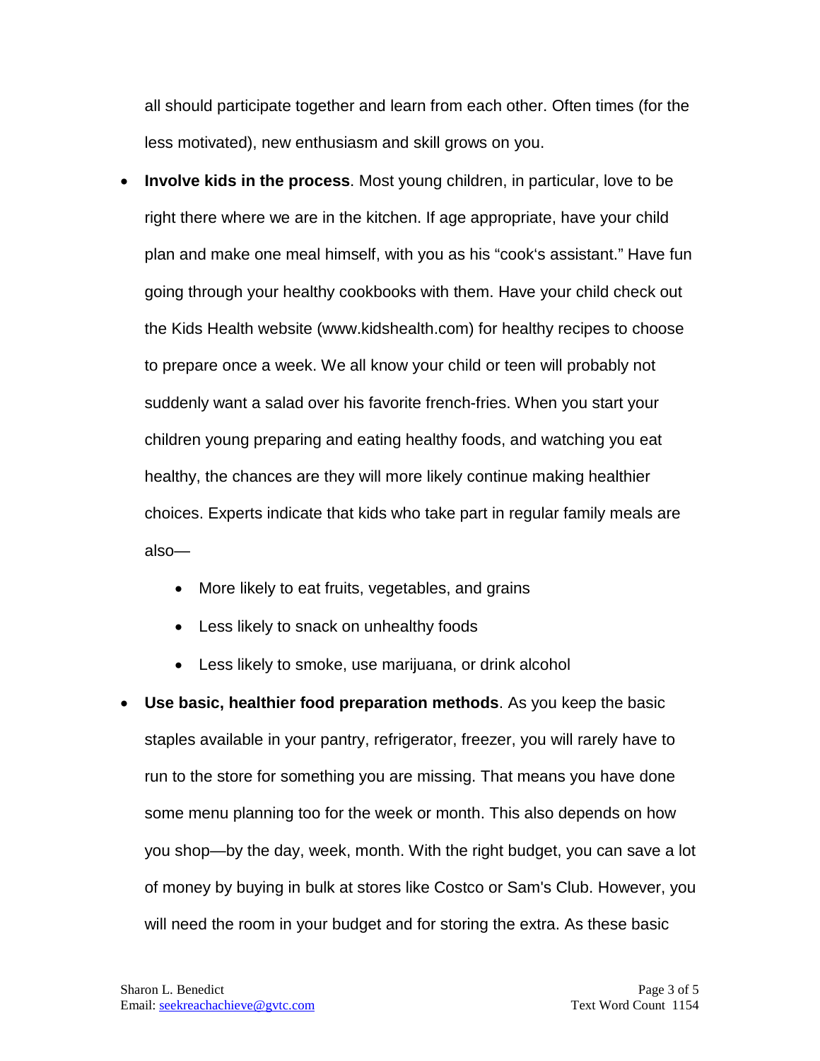all should participate together and learn from each other. Often times (for the less motivated), new enthusiasm and skill grows on you.

- **Involve kids in the process**. Most young children, in particular, love to be right there where we are in the kitchen. If age appropriate, have your child plan and make one meal himself, with you as his "cook's assistant." Have fun going through your healthy cookbooks with them. Have your child check out the Kids Health website (www.kidshealth.com) for healthy recipes to choose to prepare once a week. We all know your child or teen will probably not suddenly want a salad over his favorite french-fries. When you start your children young preparing and eating healthy foods, and watching you eat healthy, the chances are they will more likely continue making healthier choices. Experts indicate that kids who take part in regular family meals are also—
  - More likely to eat fruits, vegetables, and grains
  - Less likely to snack on unhealthy foods
  - Less likely to smoke, use marijuana, or drink alcohol
- **Use basic, healthier food preparation methods**. As you keep the basic staples available in your pantry, refrigerator, freezer, you will rarely have to run to the store for something you are missing. That means you have done some menu planning too for the week or month. This also depends on how you shop—by the day, week, month. With the right budget, you can save a lot of money by buying in bulk at stores like Costco or Sam's Club. However, you will need the room in your budget and for storing the extra. As these basic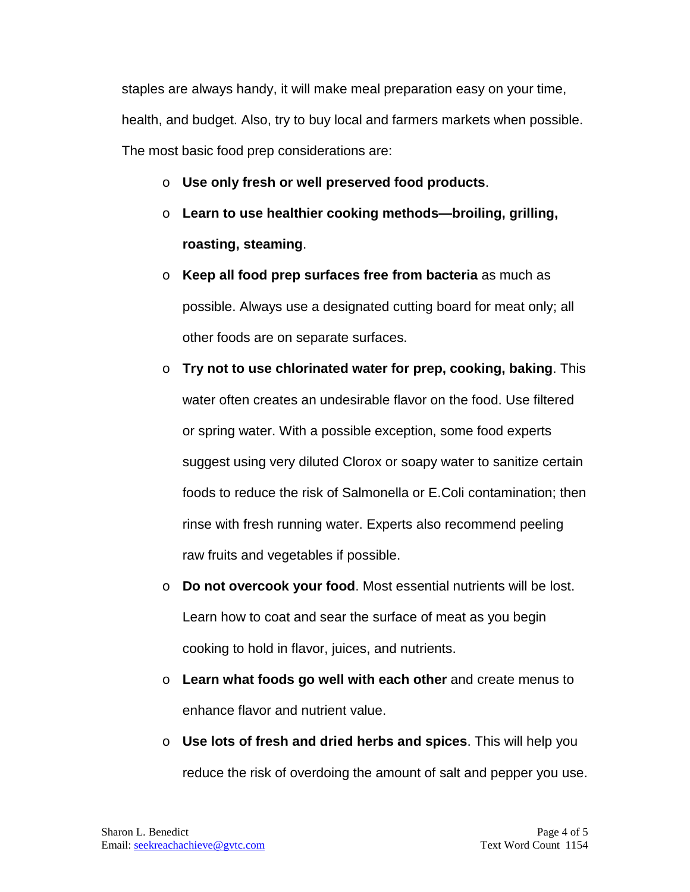staples are always handy, it will make meal preparation easy on your time, health, and budget. Also, try to buy local and farmers markets when possible. The most basic food prep considerations are:

- **Use only fresh or well preserved food products**.
- **Learn to use healthier cooking methods—broiling, grilling, roasting, steaming**.
- **Keep all food prep surfaces free from bacteria** as much as possible. Always use a designated cutting board for meat only; all other foods are on separate surfaces.
- **Try not to use chlorinated water for prep, cooking, baking**. This water often creates an undesirable flavor on the food. Use filtered or spring water. With a possible exception, some food experts suggest using very diluted Clorox or soapy water to sanitize certain foods to reduce the risk of Salmonella or E.Coli contamination; then rinse with fresh running water. Experts also recommend peeling raw fruits and vegetables if possible.
- **Do not overcook your food**. Most essential nutrients will be lost. Learn how to coat and sear the surface of meat as you begin cooking to hold in flavor, juices, and nutrients.
- **Learn what foods go well with each other** and create menus to enhance flavor and nutrient value.
- **Use lots of fresh and dried herbs and spices**. This will help you reduce the risk of overdoing the amount of salt and pepper you use.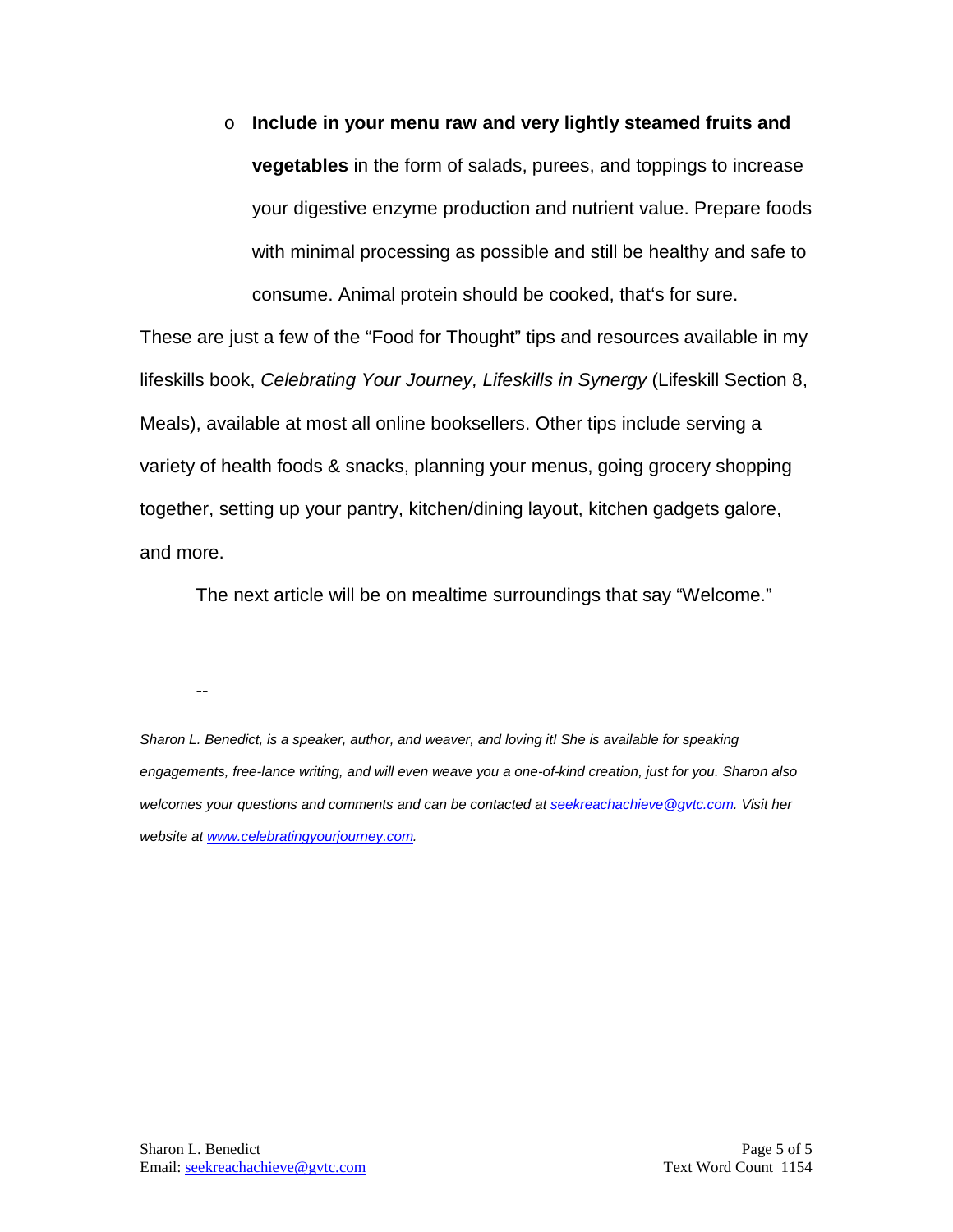- **Include in your menu raw and very lightly steamed fruits and vegetables** in the form of salads, purees, and toppings to increase your digestive enzyme production and nutrient value. Prepare foods with minimal processing as possible and still be healthy and safe to consume. Animal protein should be cooked, that's for sure.

These are just a few of the "Food for Thought" tips and resources available in my lifeskills book, *Celebrating Your Journey, Lifeskills in Synergy* (Lifeskill Section 8, Meals), available at most all online booksellers. Other tips include serving a variety of health foods & snacks, planning your menus, going grocery shopping together, setting up your pantry, kitchen/dining layout, kitchen gadgets galore, and more.

The next article will be on mealtime surroundings that say "Welcome."

--

*Sharon L. Benedict, is a speaker, author, and weaver, and loving it! She is available for speaking engagements, free-lance writing, and will even weave you a one-of-kind creation, just for you. Sharon also welcomes your questions and comments and can be contacted at [seekreachachieve@gvtc.com](mailto:seekreachachieve@gvtc.com). Visit her website at [www.celebratingyourjourney.com](http://www.celebratingyourjourney.com).*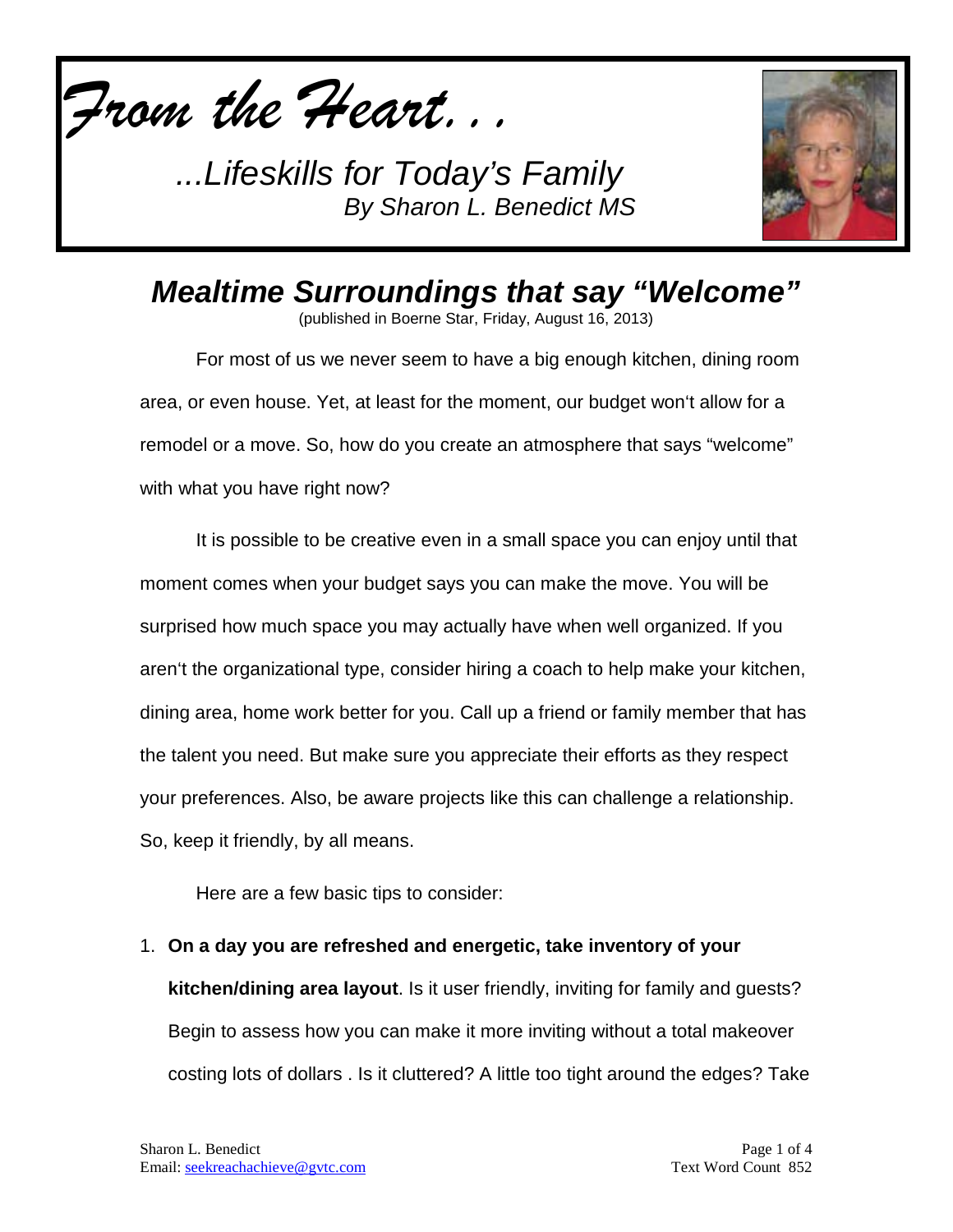*From the Heart…*

*...Lifeskills for Today's Family*
*By Sharon L. Benedict MS*

# *Mealtime Surroundings that say "Welcome"*

(published in Boerne Star, Friday, August 16, 2013)

For most of us we never seem to have a big enough kitchen, dining room area, or even house. Yet, at least for the moment, our budget won't allow for a remodel or a move. So, how do you create an atmosphere that says "welcome" with what you have right now?

It is possible to be creative even in a small space you can enjoy until that moment comes when your budget says you can make the move. You will be surprised how much space you may actually have when well organized. If you aren't the organizational type, consider hiring a coach to help make your kitchen, dining area, home work better for you. Call up a friend or family member that has the talent you need. But make sure you appreciate their efforts as they respect your preferences. Also, be aware projects like this can challenge a relationship. So, keep it friendly, by all means.

Here are a few basic tips to consider:

1. **On a day you are refreshed and energetic, take inventory of your kitchen/dining area layout**. Is it user friendly, inviting for family and guests? Begin to assess how you can make it more inviting without a total makeover costing lots of dollars . Is it cluttered? A little too tight around the edges? Take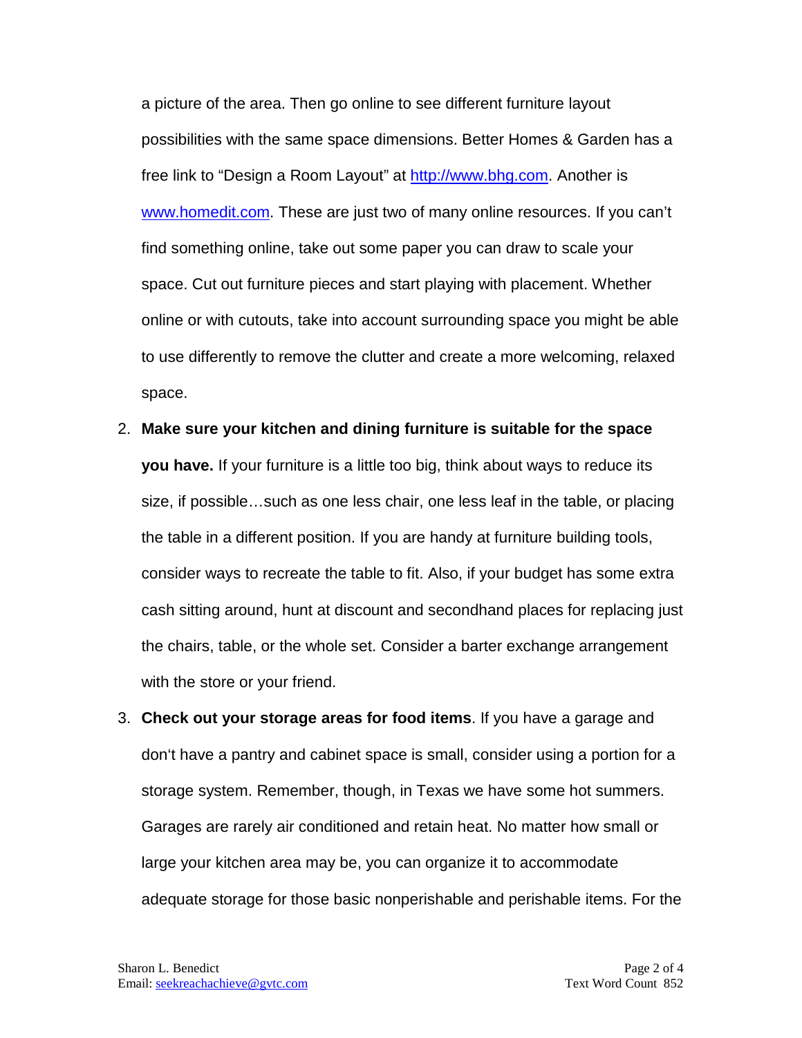a picture of the area. Then go online to see different furniture layout possibilities with the same space dimensions. Better Homes & Garden has a free link to "Design a Room Layout" at [http://www.bhg.com](http://www.bhg.com). Another is [www.homedit.com](http://www.homedit.com). These are just two of many online resources. If you can't find something online, take out some paper you can draw to scale your space. Cut out furniture pieces and start playing with placement. Whether online or with cutouts, take into account surrounding space you might be able to use differently to remove the clutter and create a more welcoming, relaxed space.

2. **Make sure your kitchen and dining furniture is suitable for the space you have.** If your furniture is a little too big, think about ways to reduce its size, if possible…such as one less chair, one less leaf in the table, or placing the table in a different position. If you are handy at furniture building tools, consider ways to recreate the table to fit. Also, if your budget has some extra cash sitting around, hunt at discount and secondhand places for replacing just the chairs, table, or the whole set. Consider a barter exchange arrangement with the store or your friend.
3. **Check out your storage areas for food items**. If you have a garage and don't have a pantry and cabinet space is small, consider using a portion for a storage system. Remember, though, in Texas we have some hot summers. Garages are rarely air conditioned and retain heat. No matter how small or large your kitchen area may be, you can organize it to accommodate adequate storage for those basic nonperishable and perishable items. For the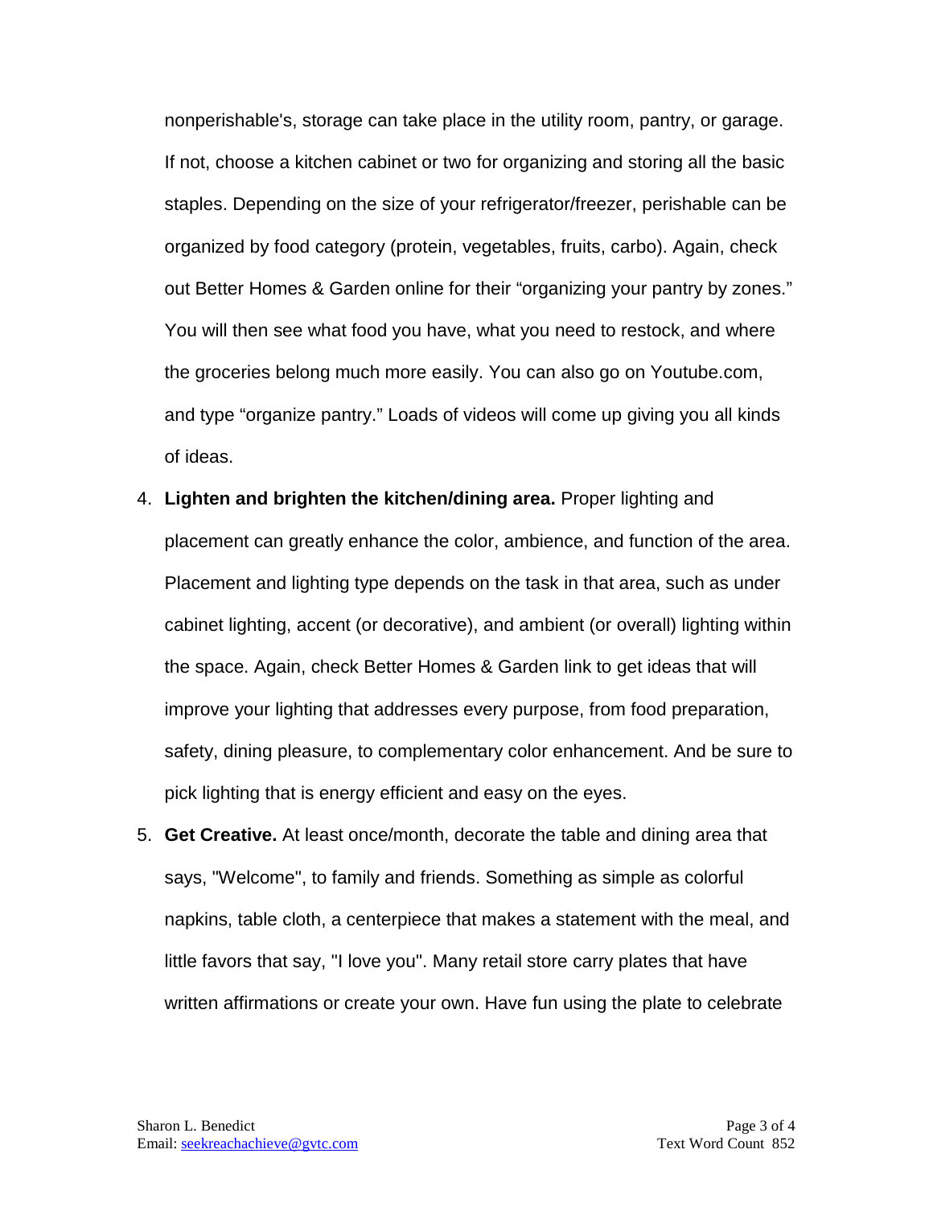nonperishable's, storage can take place in the utility room, pantry, or garage. If not, choose a kitchen cabinet or two for organizing and storing all the basic staples. Depending on the size of your refrigerator/freezer, perishable can be organized by food category (protein, vegetables, fruits, carbo). Again, check out Better Homes & Garden online for their “organizing your pantry by zones.” You will then see what food you have, what you need to restock, and where the groceries belong much more easily. You can also go on Youtube.com, and type “organize pantry.” Loads of videos will come up giving you all kinds of ideas.

4. **Lighten and brighten the kitchen/dining area.** Proper lighting and placement can greatly enhance the color, ambience, and function of the area. Placement and lighting type depends on the task in that area, such as under cabinet lighting, accent (or decorative), and ambient (or overall) lighting within the space. Again, check Better Homes & Garden link to get ideas that will improve your lighting that addresses every purpose, from food preparation, safety, dining pleasure, to complementary color enhancement. And be sure to pick lighting that is energy efficient and easy on the eyes.

5. **Get Creative.** At least once/month, decorate the table and dining area that says, "Welcome", to family and friends. Something as simple as colorful napkins, table cloth, a centerpiece that makes a statement with the meal, and little favors that say, "I love you". Many retail store carry plates that have written affirmations or create your own. Have fun using the plate to celebrate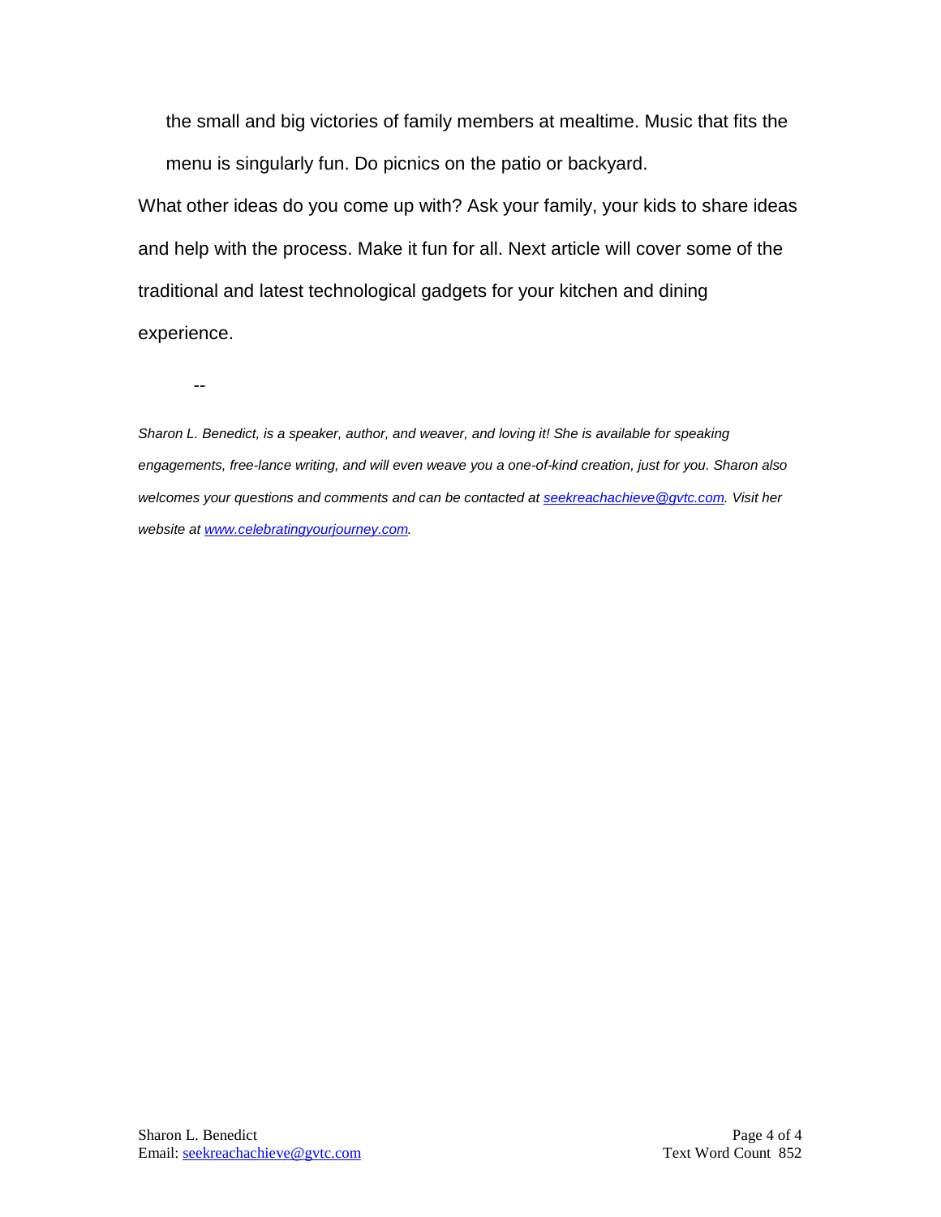the small and big victories of family members at mealtime. Music that fits the menu is singularly fun. Do picnics on the patio or backyard.

What other ideas do you come up with? Ask your family, your kids to share ideas and help with the process. Make it fun for all. Next article will cover some of the traditional and latest technological gadgets for your kitchen and dining experience.

--

*Sharon L. Benedict, is a speaker, author, and weaver, and loving it! She is available for speaking engagements, free-lance writing, and will even weave you a one-of-kind creation, just for you. Sharon also welcomes your questions and comments and can be contacted at [seekreachachieve@gvtc.com](mailto:seekreachachieve@gvtc.com). Visit her website at [www.celebratingyourjourney.com](http://www.celebratingyourjourney.com).*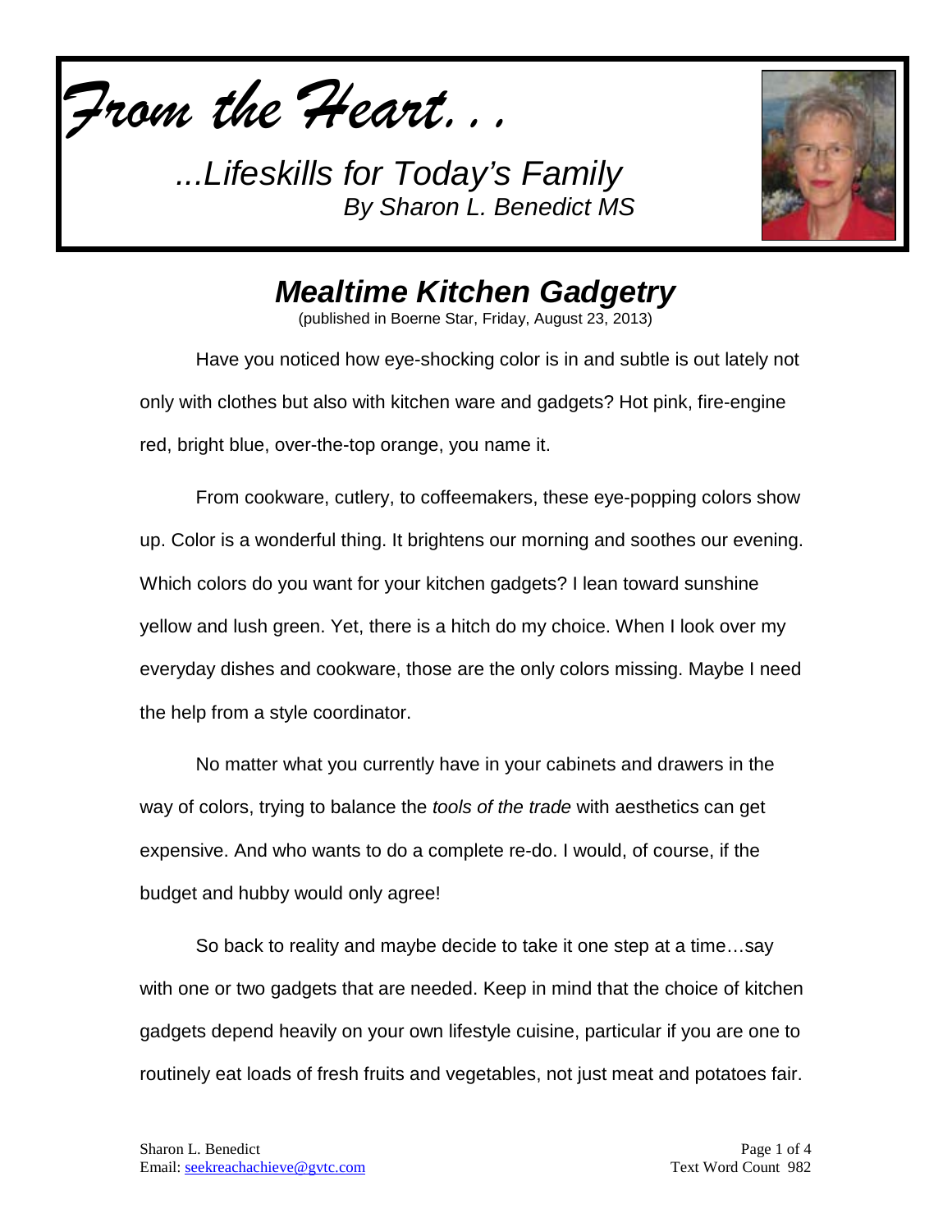*From the Heart...*

*...Lifeskills for Today's Family*
*By Sharon L. Benedict MS*

# *Mealtime Kitchen Gadgetry*

(published in Boerne Star, Friday, August 23, 2013)

Have you noticed how eye-shocking color is in and subtle is out lately not only with clothes but also with kitchen ware and gadgets? Hot pink, fire-engine red, bright blue, over-the-top orange, you name it.

From cookware, cutlery, to coffeemakers, these eye-popping colors show up. Color is a wonderful thing. It brightens our morning and soothes our evening. Which colors do you want for your kitchen gadgets? I lean toward sunshine yellow and lush green. Yet, there is a hitch do my choice. When I look over my everyday dishes and cookware, those are the only colors missing. Maybe I need the help from a style coordinator.

No matter what you currently have in your cabinets and drawers in the way of colors, trying to balance the *tools of the trade* with aesthetics can get expensive. And who wants to do a complete re-do. I would, of course, if the budget and hubby would only agree!

So back to reality and maybe decide to take it one step at a time…say with one or two gadgets that are needed. Keep in mind that the choice of kitchen gadgets depend heavily on your own lifestyle cuisine, particular if you are one to routinely eat loads of fresh fruits and vegetables, not just meat and potatoes fair.

Sharon L. Benedict
Email: seekreachachieve@gvtc.com

Text Word Count 982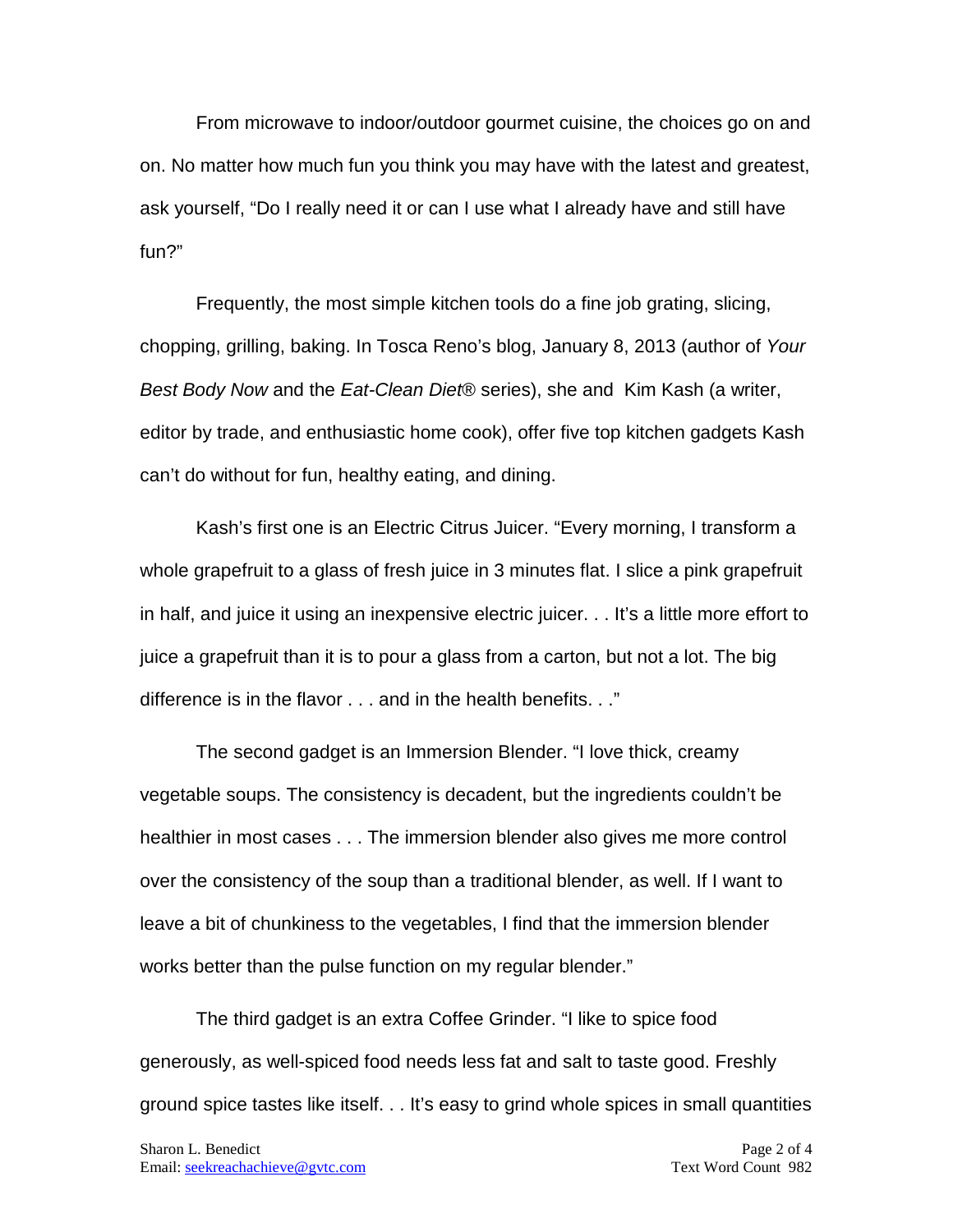From microwave to indoor/outdoor gourmet cuisine, the choices go on and on. No matter how much fun you think you may have with the latest and greatest, ask yourself, "Do I really need it or can I use what I already have and still have fun?"

Frequently, the most simple kitchen tools do a fine job grating, slicing, chopping, grilling, baking. In Tosca Reno's blog, January 8, 2013 (author of *Your Best Body Now* and the *Eat-Clean Diet*® series), she and Kim Kash (a writer, editor by trade, and enthusiastic home cook), offer five top kitchen gadgets Kash can't do without for fun, healthy eating, and dining.

Kash's first one is an Electric Citrus Juicer. "Every morning, I transform a whole grapefruit to a glass of fresh juice in 3 minutes flat. I slice a pink grapefruit in half, and juice it using an inexpensive electric juicer. . . It's a little more effort to juice a grapefruit than it is to pour a glass from a carton, but not a lot. The big difference is in the flavor . . . and in the health benefits. . ."

The second gadget is an Immersion Blender. "I love thick, creamy vegetable soups. The consistency is decadent, but the ingredients couldn't be healthier in most cases . . . The immersion blender also gives me more control over the consistency of the soup than a traditional blender, as well. If I want to leave a bit of chunkiness to the vegetables, I find that the immersion blender works better than the pulse function on my regular blender."

The third gadget is an extra Coffee Grinder. "I like to spice food generously, as well-spiced food needs less fat and salt to taste good. Freshly ground spice tastes like itself. . . It's easy to grind whole spices in small quantities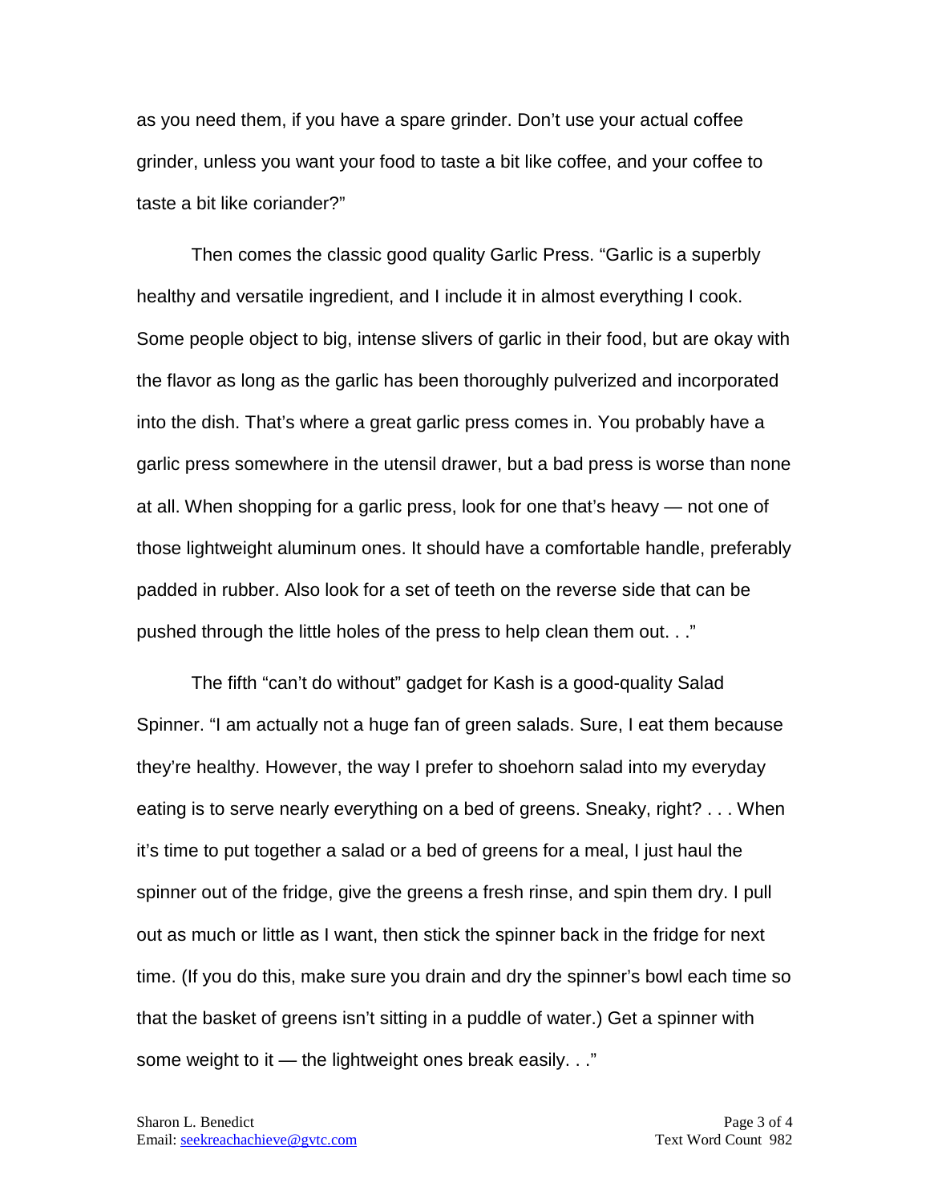as you need them, if you have a spare grinder. Don't use your actual coffee grinder, unless you want your food to taste a bit like coffee, and your coffee to taste a bit like coriander?"

Then comes the classic good quality Garlic Press. "Garlic is a superbly healthy and versatile ingredient, and I include it in almost everything I cook. Some people object to big, intense slivers of garlic in their food, but are okay with the flavor as long as the garlic has been thoroughly pulverized and incorporated into the dish. That's where a great garlic press comes in. You probably have a garlic press somewhere in the utensil drawer, but a bad press is worse than none at all. When shopping for a garlic press, look for one that's heavy — not one of those lightweight aluminum ones. It should have a comfortable handle, preferably padded in rubber. Also look for a set of teeth on the reverse side that can be pushed through the little holes of the press to help clean them out. . ."

The fifth "can't do without" gadget for Kash is a good-quality Salad Spinner. "I am actually not a huge fan of green salads. Sure, I eat them because they're healthy. However, the way I prefer to shoehorn salad into my everyday eating is to serve nearly everything on a bed of greens. Sneaky, right? . . . When it's time to put together a salad or a bed of greens for a meal, I just haul the spinner out of the fridge, give the greens a fresh rinse, and spin them dry. I pull out as much or little as I want, then stick the spinner back in the fridge for next time. (If you do this, make sure you drain and dry the spinner's bowl each time so that the basket of greens isn't sitting in a puddle of water.) Get a spinner with some weight to it — the lightweight ones break easily. . ."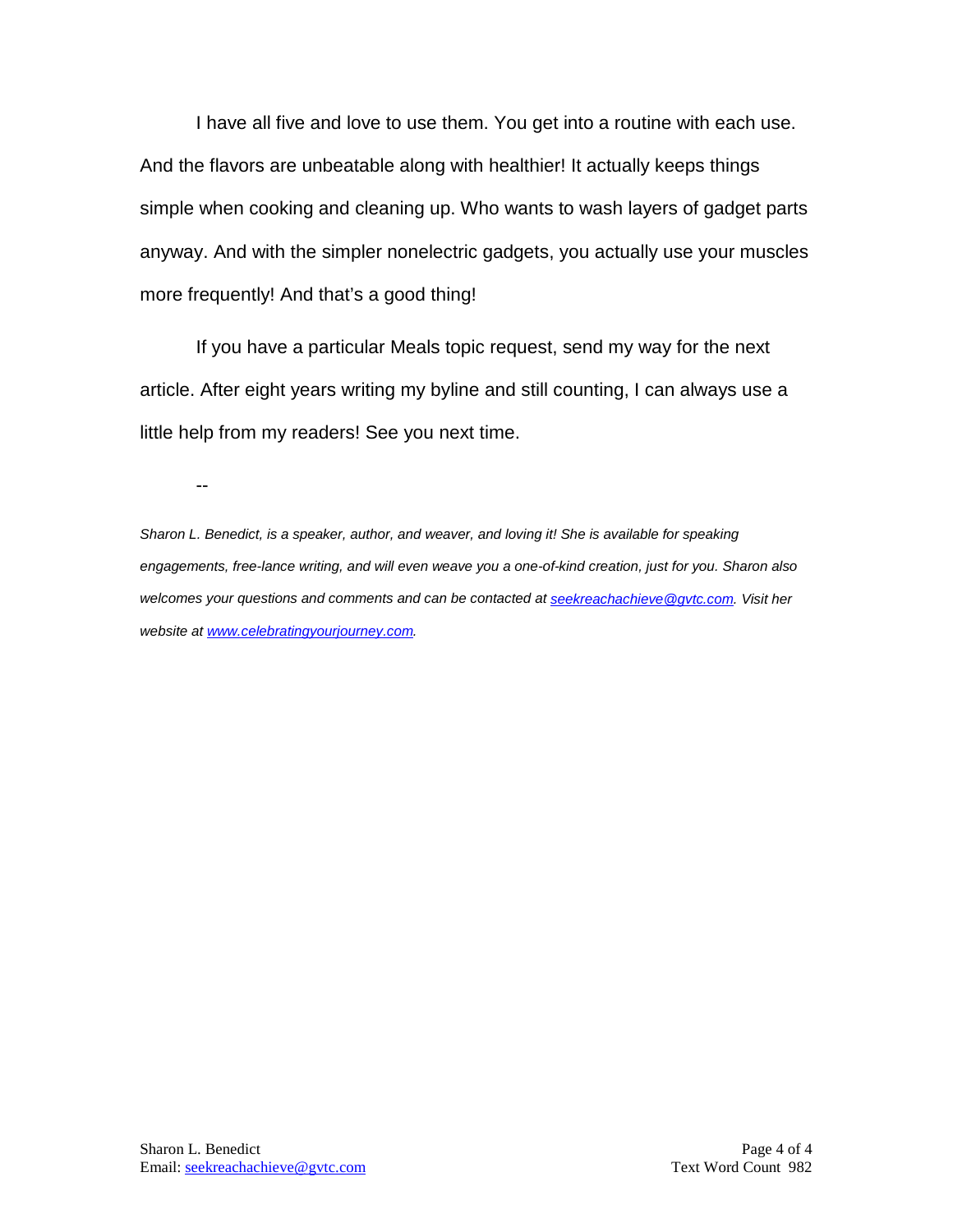I have all five and love to use them. You get into a routine with each use. And the flavors are unbeatable along with healthier! It actually keeps things simple when cooking and cleaning up. Who wants to wash layers of gadget parts anyway. And with the simpler nonelectric gadgets, you actually use your muscles more frequently! And that's a good thing!

If you have a particular Meals topic request, send my way for the next article. After eight years writing my byline and still counting, I can always use a little help from my readers! See you next time.

--

*Sharon L. Benedict, is a speaker, author, and weaver, and loving it! She is available for speaking engagements, free-lance writing, and will even weave you a one-of-kind creation, just for you. Sharon also welcomes your questions and comments and can be contacted at [seekreachachieve@gvtc.com](mailto:seekreachachieve@gvtc.com). Visit her website at [www.celebratingyourjourney.com](http://www.celebratingyourjourney.com).*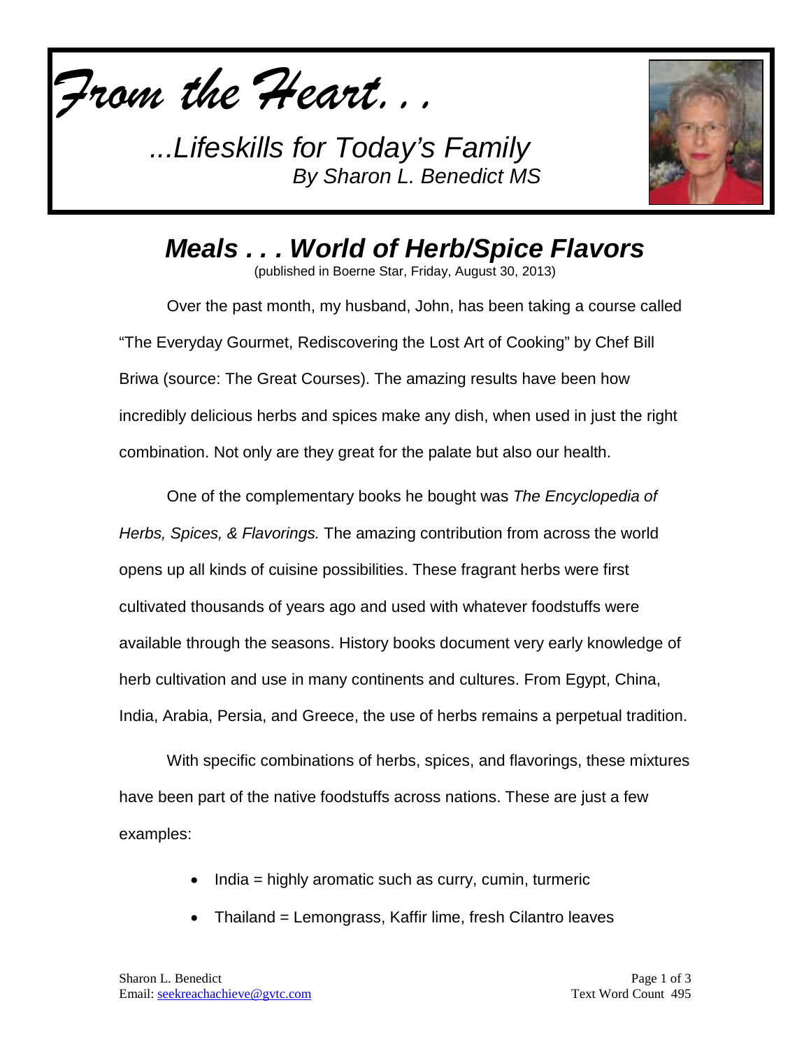*From the Heart. . .*

*...Lifeskills for Today's Family*
*By Sharon L. Benedict MS*

# *Meals . . . World of Herb/Spice Flavors*

(published in Boerne Star, Friday, August 30, 2013)

Over the past month, my husband, John, has been taking a course called "The Everyday Gourmet, Rediscovering the Lost Art of Cooking" by Chef Bill Briwa (source: The Great Courses). The amazing results have been how incredibly delicious herbs and spices make any dish, when used in just the right combination. Not only are they great for the palate but also our health.

One of the complementary books he bought was *The Encyclopedia of Herbs, Spices, & Flavorings.* The amazing contribution from across the world opens up all kinds of cuisine possibilities. These fragrant herbs were first cultivated thousands of years ago and used with whatever foodstuffs were available through the seasons. History books document very early knowledge of herb cultivation and use in many continents and cultures. From Egypt, China, India, Arabia, Persia, and Greece, the use of herbs remains a perpetual tradition.

With specific combinations of herbs, spices, and flavorings, these mixtures have been part of the native foodstuffs across nations. These are just a few examples:

- India = highly aromatic such as curry, cumin, turmeric
- Thailand = Lemongrass, Kaffir lime, fresh Cilantro leaves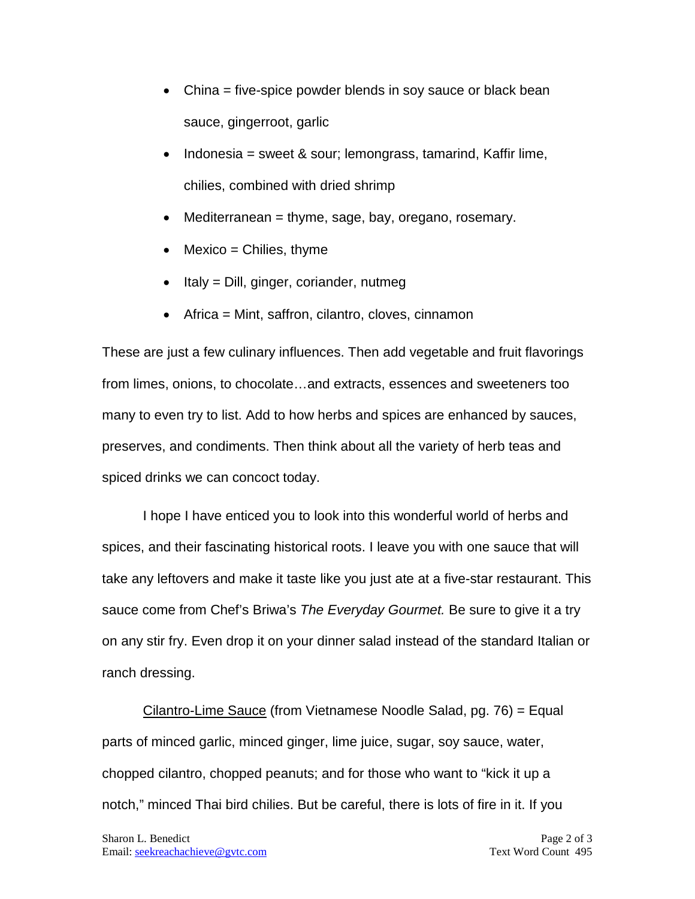- China = five-spice powder blends in soy sauce or black bean sauce, gingerroot, garlic
- Indonesia = sweet & sour; lemongrass, tamarind, Kaffir lime, chilies, combined with dried shrimp
- Mediterranean = thyme, sage, bay, oregano, rosemary.
- Mexico = Chilies, thyme
- Italy = Dill, ginger, coriander, nutmeg
- Africa = Mint, saffron, cilantro, cloves, cinnamon

These are just a few culinary influences. Then add vegetable and fruit flavorings from limes, onions, to chocolate…and extracts, essences and sweeteners too many to even try to list. Add to how herbs and spices are enhanced by sauces, preserves, and condiments. Then think about all the variety of herb teas and spiced drinks we can concoct today.

I hope I have enticed you to look into this wonderful world of herbs and spices, and their fascinating historical roots. I leave you with one sauce that will take any leftovers and make it taste like you just ate at a five-star restaurant. This sauce come from Chef's Briwa's *The Everyday Gourmet.* Be sure to give it a try on any stir fry. Even drop it on your dinner salad instead of the standard Italian or ranch dressing.

<u>Cilantro-Lime Sauce</u> (from Vietnamese Noodle Salad, pg. 76) = Equal parts of minced garlic, minced ginger, lime juice, sugar, soy sauce, water, chopped cilantro, chopped peanuts; and for those who want to "kick it up a notch," minced Thai bird chilies. But be careful, there is lots of fire in it. If you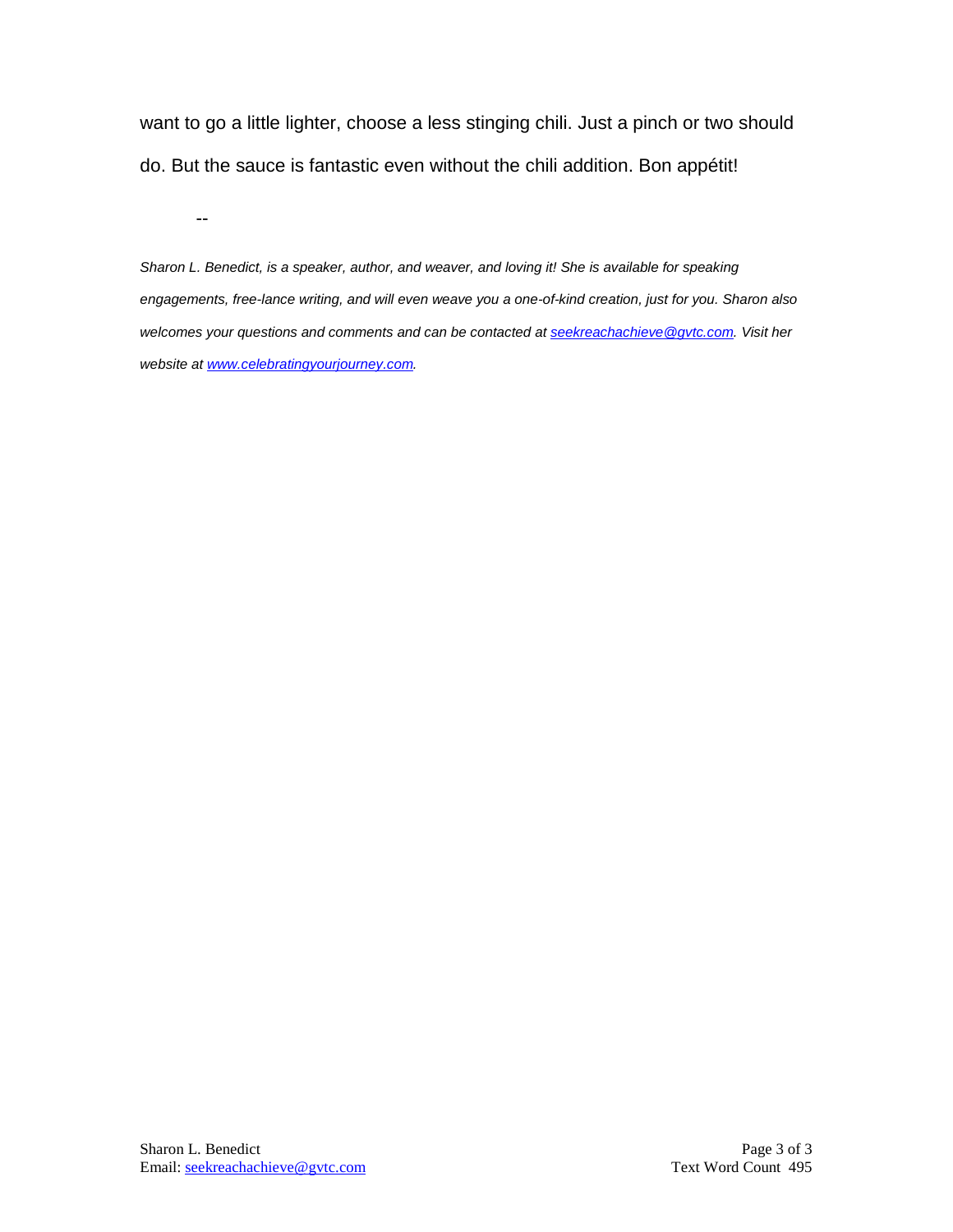want to go a little lighter, choose a less stinging chili. Just a pinch or two should do. But the sauce is fantastic even without the chili addition. Bon appétit!

--

*Sharon L. Benedict, is a speaker, author, and weaver, and loving it! She is available for speaking engagements, free-lance writing, and will even weave you a one-of-kind creation, just for you. Sharon also welcomes your questions and comments and can be contacted at [seekreachachieve@gvtc.com](mailto:seekreachachieve@gvtc.com). Visit her website at [www.celebratingyourjourney.com](http://www.celebratingyourjourney.com).*